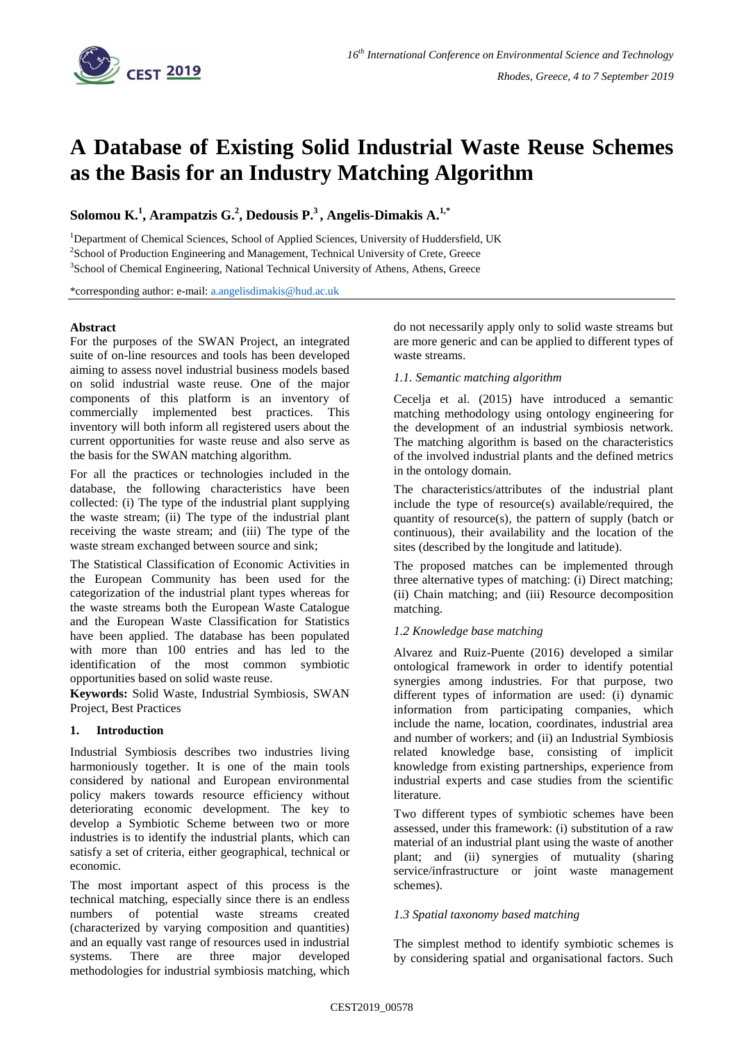# A Database of Existing Solid Industrial Waste Reuse Schemes as the Basis for an Industry Matching Algorithm

**Solomou K.[1], Arampatzis G.[2], Dedousis P.[3], Angelis-Dimakis A.[1,*]**

[1]Department of Chemical Sciences, School of Applied Sciences, University of Huddersfield, UK

[2]School of Production Engineering and Management, Technical University of Crete, Greece

[3]School of Chemical Engineering, National Technical University of Athens, Athens, Greece

*corresponding author: e-mail: a.angelisdimakis@hud.ac.uk

**Abstract**

For the purposes of the SWAN Project, an integrated suite of on-line resources and tools has been developed aiming to assess novel industrial business models based on solid industrial waste reuse. One of the major components of this platform is an inventory of commercially implemented best practices. This inventory will both inform all registered users about the current opportunities for waste reuse and also serve as the basis for the SWAN matching algorithm.

For all the practices or technologies included in the database, the following characteristics have been collected: (i) The type of the industrial plant supplying the waste stream; (ii) The type of the industrial plant receiving the waste stream; and (iii) The type of the waste stream exchanged between source and sink;

The Statistical Classification of Economic Activities in the European Community has been used for the categorization of the industrial plant types whereas for the waste streams both the European Waste Catalogue and the European Waste Classification for Statistics have been applied. The database has been populated with more than 100 entries and has led to the identification of the most common symbiotic opportunities based on solid waste reuse.

**Keywords:** Solid Waste, Industrial Symbiosis, SWAN Project, Best Practices

## 1. Introduction

Industrial Symbiosis describes two industries living harmoniously together. It is one of the main tools considered by national and European environmental policy makers towards resource efficiency without deteriorating economic development. The key to develop a Symbiotic Scheme between two or more industries is to identify the industrial plants, which can satisfy a set of criteria, either geographical, technical or economic.

The most important aspect of this process is the technical matching, especially since there is an endless numbers of potential waste streams created (characterized by varying composition and quantities) and an equally vast range of resources used in industrial systems. There are three major developed methodologies for industrial symbiosis matching, which do not necessarily apply only to solid waste streams but are more generic and can be applied to different types of waste streams.

### *1.1. Semantic matching algorithm*

Cecelja et al. (2015) have introduced a semantic matching methodology using ontology engineering for the development of an industrial symbiosis network. The matching algorithm is based on the characteristics of the involved industrial plants and the defined metrics in the ontology domain.

The characteristics/attributes of the industrial plant include the type of resource(s) available/required, the quantity of resource(s), the pattern of supply (batch or continuous), their availability and the location of the sites (described by the longitude and latitude).

The proposed matches can be implemented through three alternative types of matching: (i) Direct matching; (ii) Chain matching; and (iii) Resource decomposition matching.

### *1.2 Knowledge base matching*

Alvarez and Ruiz-Puente (2016) developed a similar ontological framework in order to identify potential synergies among industries. For that purpose, two different types of information are used: (i) dynamic information from participating companies, which include the name, location, coordinates, industrial area and number of workers; and (ii) an Industrial Symbiosis related knowledge base, consisting of implicit knowledge from existing partnerships, experience from industrial experts and case studies from the scientific literature.

Two different types of symbiotic schemes have been assessed, under this framework: (i) substitution of a raw material of an industrial plant using the waste of another plant; and (ii) synergies of mutuality (sharing service/infrastructure or joint waste management schemes).

### *1.3 Spatial taxonomy based matching*

The simplest method to identify symbiotic schemes is by considering spatial and organisational factors. Such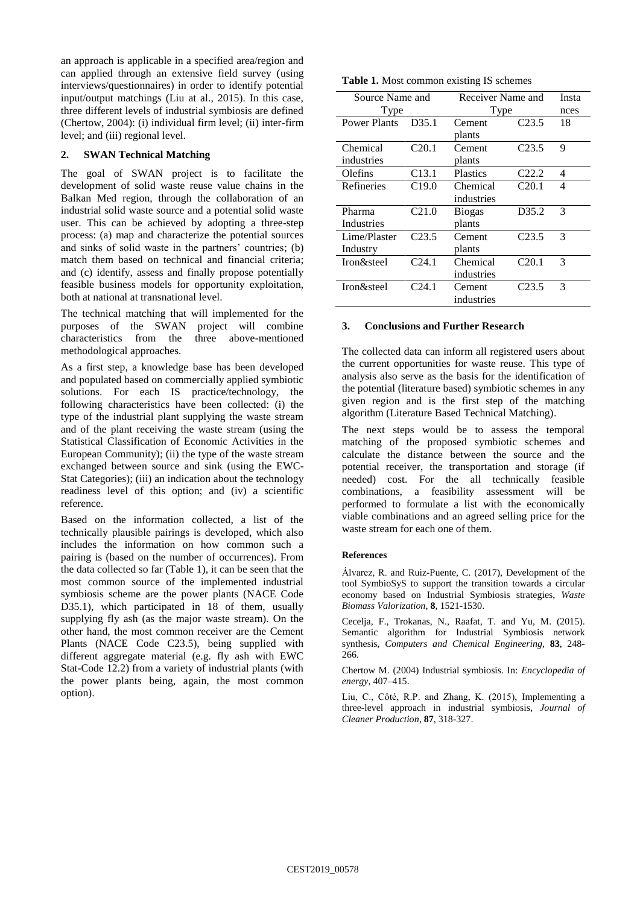an approach is applicable in a specified area/region and can applied through an extensive field survey (using interviews/questionnaires) in order to identify potential input/output matchings (Liu at al., 2015). In this case, three different levels of industrial symbiosis are defined (Chertow, 2004): (i) individual firm level; (ii) inter-firm level; and (iii) regional level.

## 2. SWAN Technical Matching

The goal of SWAN project is to facilitate the development of solid waste reuse value chains in the Balkan Med region, through the collaboration of an industrial solid waste source and a potential solid waste user. This can be achieved by adopting a three-step process: (a) map and characterize the potential sources and sinks of solid waste in the partners' countries; (b) match them based on technical and financial criteria; and (c) identify, assess and finally propose potentially feasible business models for opportunity exploitation, both at national at transnational level.

The technical matching that will implemented for the purposes of the SWAN project will combine characteristics from the three above-mentioned methodological approaches.

As a first step, a knowledge base has been developed and populated based on commercially applied symbiotic solutions. For each IS practice/technology, the following characteristics have been collected: (i) the type of the industrial plant supplying the waste stream and of the plant receiving the waste stream (using the Statistical Classification of Economic Activities in the European Community); (ii) the type of the waste stream exchanged between source and sink (using the EWC-Stat Categories); (iii) an indication about the technology readiness level of this option; and (iv) a scientific reference.

Based on the information collected, a list of the technically plausible pairings is developed, which also includes the information on how common such a pairing is (based on the number of occurrences). From the data collected so far (Table 1), it can be seen that the most common source of the implemented industrial symbiosis scheme are the power plants (NACE Code D35.1), which participated in 18 of them, usually supplying fly ash (as the major waste stream). On the other hand, the most common receiver are the Cement Plants (NACE Code C23.5), being supplied with different aggregate material (e.g. fly ash with EWC Stat-Code 12.2) from a variety of industrial plants (with the power plants being, again, the most common option).

**Table 1.** Most common existing IS schemes

| Source Name and Type | | Receiver Name and Type | | Instances |
|---|---|---|---|---|
| Power Plants | D35.1 | Cement plants | C23.5 | 18 |
| Chemical industries | C20.1 | Cement plants | C23.5 | 9 |
| Olefins | C13.1 | Plastics | C22.2 | 4 |
| Refineries | C19.0 | Chemical industries | C20.1 | 4 |
| Pharma Industries | C21.0 | Biogas plants | D35.2 | 3 |
| Lime/Plaster Industry | C23.5 | Cement plants | C23.5 | 3 |
| Iron&steel | C24.1 | Chemical industries | C20.1 | 3 |
| Iron&steel | C24.1 | Cement industries | C23.5 | 3 |

## 3. Conclusions and Further Research

The collected data can inform all registered users about the current opportunities for waste reuse. This type of analysis also serve as the basis for the identification of the potential (literature based) symbiotic schemes in any given region and is the first step of the matching algorithm (Literature Based Technical Matching).

The next steps would be to assess the temporal matching of the proposed symbiotic schemes and calculate the distance between the source and the potential receiver, the transportation and storage (if needed) cost. For the all technically feasible combinations, a feasibility assessment will be performed to formulate a list with the economically viable combinations and an agreed selling price for the waste stream for each one of them.

### References

Álvarez, R. and Ruiz-Puente, C. (2017), Development of the tool SymbioSyS to support the transition towards a circular economy based on Industrial Symbiosis strategies, *Waste Biomass Valorization*, **8**, 1521-1530.

Cecelja, F., Trokanas, N., Raafat, T. and Yu, M. (2015). Semantic algorithm for Industrial Symbiosis network synthesis, *Computers and Chemical Engineering*, **83**, 248-266.

Chertow M. (2004) Industrial symbiosis. In: *Encyclopedia of energy*, 407–415.

Liu, C., Côté, R.P. and Zhang, K. (2015), Implementing a three-level approach in industrial symbiosis, *Journal of Cleaner Production*, **87**, 318-327.